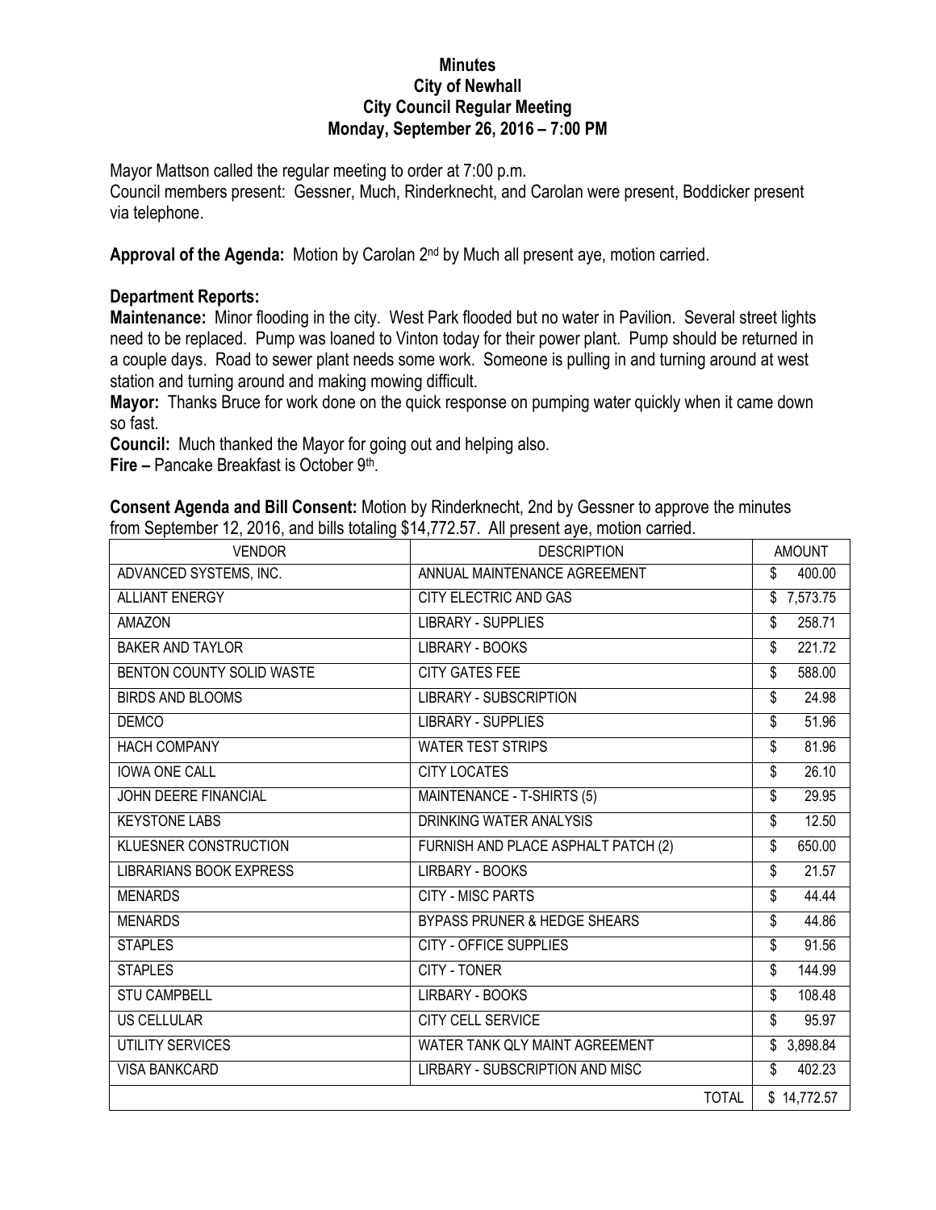# Minutes
## City of Newhall
## City Council Regular Meeting
## Monday, September 26, 2016 – 7:00 PM

Mayor Mattson called the regular meeting to order at 7:00 p.m.
Council members present: Gessner, Much, Rinderknecht, and Carolan were present, Boddicker present via telephone.

**Approval of the Agenda:** Motion by Carolan 2nd by Much all present aye, motion carried.

**Department Reports:**

**Maintenance:** Minor flooding in the city. West Park flooded but no water in Pavilion. Several street lights need to be replaced. Pump was loaned to Vinton today for their power plant. Pump should be returned in a couple days. Road to sewer plant needs some work. Someone is pulling in and turning around at west station and turning around and making mowing difficult.

**Mayor:** Thanks Bruce for work done on the quick response on pumping water quickly when it came down so fast.

**Council:** Much thanked the Mayor for going out and helping also.

**Fire –** Pancake Breakfast is October 9th.

**Consent Agenda and Bill Consent:** Motion by Rinderknecht, 2nd by Gessner to approve the minutes from September 12, 2016, and bills totaling $14,772.57. All present aye, motion carried.

| VENDOR | DESCRIPTION | AMOUNT |
|---|---|---|
| ADVANCED SYSTEMS, INC. | ANNUAL MAINTENANCE AGREEMENT | $ 400.00 |
| ALLIANT ENERGY | CITY ELECTRIC AND GAS | $ 7,573.75 |
| AMAZON | LIBRARY - SUPPLIES | $ 258.71 |
| BAKER AND TAYLOR | LIBRARY - BOOKS | $ 221.72 |
| BENTON COUNTY SOLID WASTE | CITY GATES FEE | $ 588.00 |
| BIRDS AND BLOOMS | LIBRARY - SUBSCRIPTION | $ 24.98 |
| DEMCO | LIBRARY - SUPPLIES | $ 51.96 |
| HACH COMPANY | WATER TEST STRIPS | $ 81.96 |
| IOWA ONE CALL | CITY LOCATES | $ 26.10 |
| JOHN DEERE FINANCIAL | MAINTENANCE - T-SHIRTS (5) | $ 29.95 |
| KEYSTONE LABS | DRINKING WATER ANALYSIS | $ 12.50 |
| KLUESNER CONSTRUCTION | FURNISH AND PLACE ASPHALT PATCH (2) | $ 650.00 |
| LIBRARIANS BOOK EXPRESS | LIRBARY - BOOKS | $ 21.57 |
| MENARDS | CITY - MISC PARTS | $ 44.44 |
| MENARDS | BYPASS PRUNER & HEDGE SHEARS | $ 44.86 |
| STAPLES | CITY - OFFICE SUPPLIES | $ 91.56 |
| STAPLES | CITY - TONER | $ 144.99 |
| STU CAMPBELL | LIRBARY - BOOKS | $ 108.48 |
| US CELLULAR | CITY CELL SERVICE | $ 95.97 |
| UTILITY SERVICES | WATER TANK QLY MAINT AGREEMENT | $ 3,898.84 |
| VISA BANKCARD | LIRBARY - SUBSCRIPTION AND MISC | $ 402.23 |
| | TOTAL | $ 14,772.57 |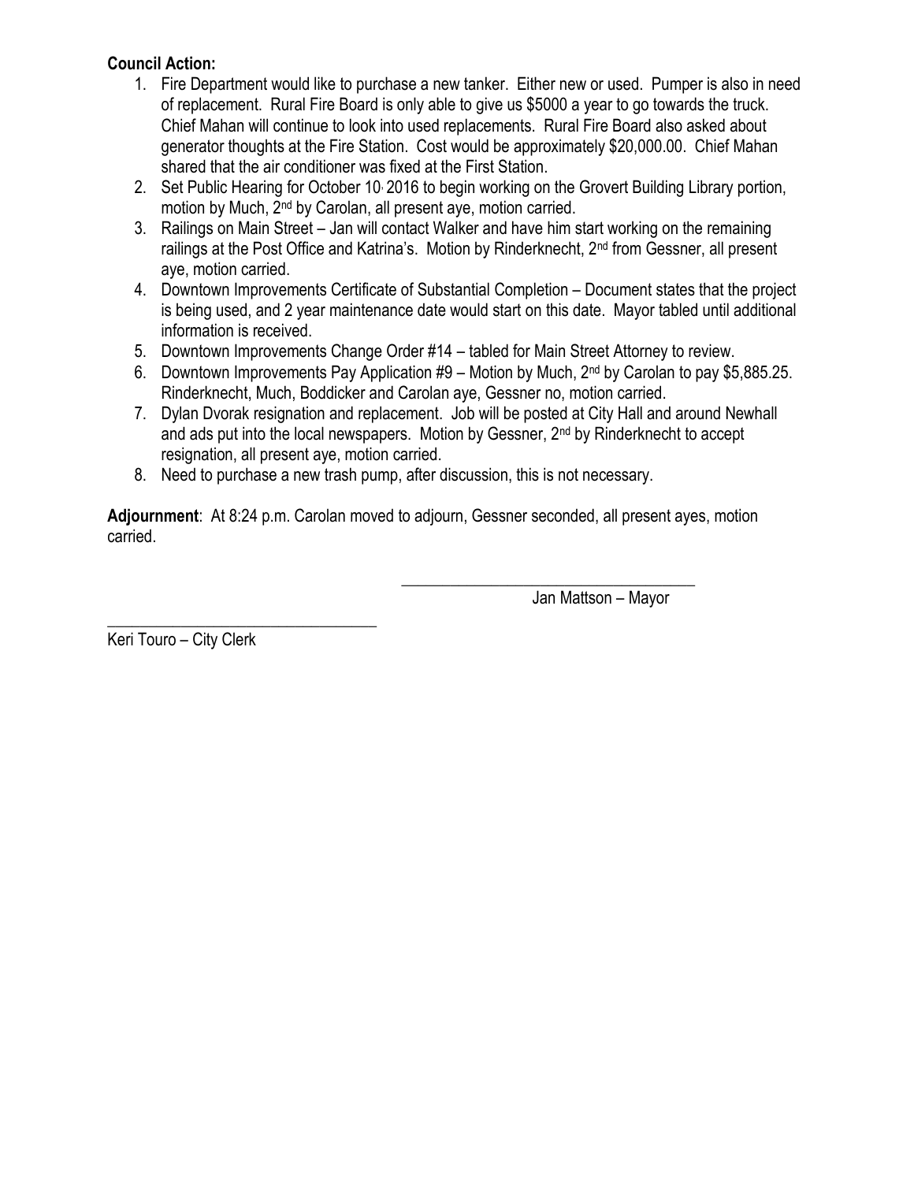**Council Action:**

1. Fire Department would like to purchase a new tanker. Either new or used. Pumper is also in need of replacement. Rural Fire Board is only able to give us $5000 a year to go towards the truck. Chief Mahan will continue to look into used replacements. Rural Fire Board also asked about generator thoughts at the Fire Station. Cost would be approximately $20,000.00. Chief Mahan shared that the air conditioner was fixed at the First Station.
2. Set Public Hearing for October 10, 2016 to begin working on the Grovert Building Library portion, motion by Much, 2nd by Carolan, all present aye, motion carried.
3. Railings on Main Street – Jan will contact Walker and have him start working on the remaining railings at the Post Office and Katrina's. Motion by Rinderknecht, 2nd from Gessner, all present aye, motion carried.
4. Downtown Improvements Certificate of Substantial Completion – Document states that the project is being used, and 2 year maintenance date would start on this date. Mayor tabled until additional information is received.
5. Downtown Improvements Change Order #14 – tabled for Main Street Attorney to review.
6. Downtown Improvements Pay Application #9 – Motion by Much, 2nd by Carolan to pay $5,885.25. Rinderknecht, Much, Boddicker and Carolan aye, Gessner no, motion carried.
7. Dylan Dvorak resignation and replacement. Job will be posted at City Hall and around Newhall and ads put into the local newspapers. Motion by Gessner, 2nd by Rinderknecht to accept resignation, all present aye, motion carried.
8. Need to purchase a new trash pump, after discussion, this is not necessary.

**Adjournment**: At 8:24 p.m. Carolan moved to adjourn, Gessner seconded, all present ayes, motion carried.

\_\_\_\_\_\_\_\_\_\_\_\_\_\_\_\_\_\_\_\_\_\_\_\_\_\_\_\_\_\_\_\_\_\_\_\_
Jan Mattson – Mayor

\_\_\_\_\_\_\_\_\_\_\_\_\_\_\_\_\_\_\_\_\_\_\_\_\_\_\_\_\_\_\_\_\_\_\_\_
Keri Touro – City Clerk